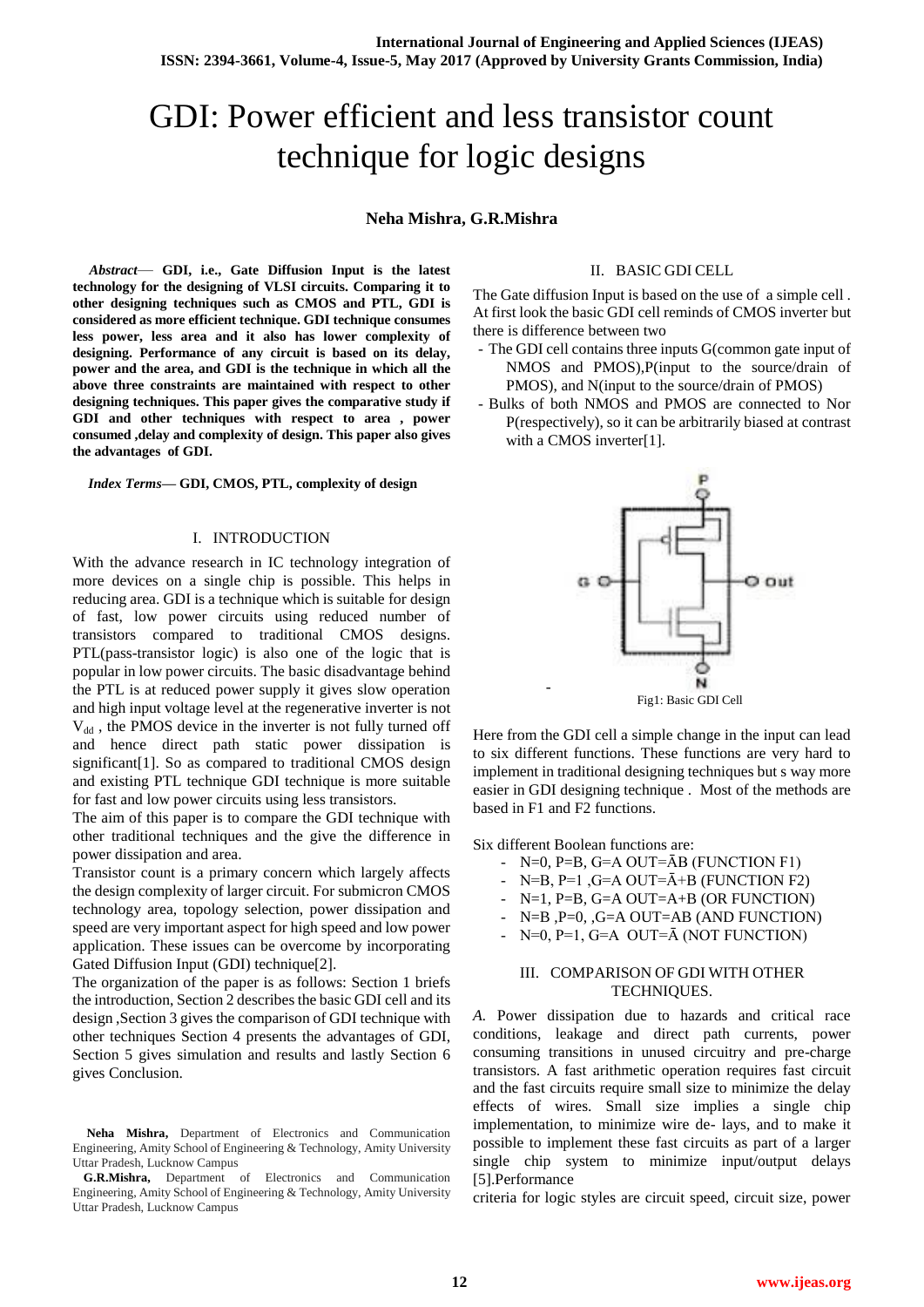# GDI: Power efficient and less transistor count technique for logic designs

**Neha Mishra, G.R.Mishra**

***Abstract*— GDI, i.e., Gate Diffusion Input is the latest technology for the designing of VLSI circuits. Comparing it to other designing techniques such as CMOS and PTL, GDI is considered as more efficient technique. GDI technique consumes less power, less area and it also has lower complexity of designing. Performance of any circuit is based on its delay, power and the area, and GDI is the technique in which all the above three constraints are maintained with respect to other designing techniques. This paper gives the comparative study if GDI and other techniques with respect to area , power consumed ,delay and complexity of design. This paper also gives the advantages of GDI.**

***Index Terms*— GDI, CMOS, PTL, complexity of design**

## I. INTRODUCTION

With the advance research in IC technology integration of more devices on a single chip is possible. This helps in reducing area. GDI is a technique which is suitable for design of fast, low power circuits using reduced number of transistors compared to traditional CMOS designs. PTL(pass-transistor logic) is also one of the logic that is popular in low power circuits. The basic disadvantage behind the PTL is at reduced power supply it gives slow operation and high input voltage level at the regenerative inverter is not $V_{dd}$ , the PMOS device in the inverter is not fully turned off and hence direct path static power dissipation is significant[1]. So as compared to traditional CMOS design and existing PTL technique GDI technique is more suitable for fast and low power circuits using less transistors.

The aim of this paper is to compare the GDI technique with other traditional techniques and the give the difference in power dissipation and area.

Transistor count is a primary concern which largely affects the design complexity of larger circuit. For submicron CMOS technology area, topology selection, power dissipation and speed are very important aspect for high speed and low power application. These issues can be overcome by incorporating Gated Diffusion Input (GDI) technique[2].

The organization of the paper is as follows: Section 1 briefs the introduction, Section 2 describes the basic GDI cell and its design ,Section 3 gives the comparison of GDI technique with other techniques Section 4 presents the advantages of GDI, Section 5 gives simulation and results and lastly Section 6 gives Conclusion.

**Neha Mishra,** Department of Electronics and Communication Engineering, Amity School of Engineering & Technology, Amity University Uttar Pradesh, Lucknow Campus

**G.R.Mishra,** Department of Electronics and Communication Engineering, Amity School of Engineering & Technology, Amity University Uttar Pradesh, Lucknow Campus

## II. BASIC GDI CELL

The Gate diffusion Input is based on the use of a simple cell . At first look the basic GDI cell reminds of CMOS inverter but there is difference between two

- The GDI cell contains three inputs G(common gate input of NMOS and PMOS),P(input to the source/drain of PMOS), and N(input to the source/drain of PMOS)
- Bulks of both NMOS and PMOS are connected to Nor P(respectively), so it can be arbitrarily biased at contrast with a CMOS inverter[1].

Fig1: Basic GDI Cell

Here from the GDI cell a simple change in the input can lead to six different functions. These functions are very hard to implement in traditional designing techniques but s way more easier in GDI designing technique . Most of the methods are based in F1 and F2 functions.

Six different Boolean functions are:

- N=0, P=B, G=A OUT=ĀB (FUNCTION F1)
- N=B, P=1 ,G=A OUT=Ā+B (FUNCTION F2)
- N=1, P=B, G=A OUT=A+B (OR FUNCTION)
- N=B ,P=0, ,G=A OUT=AB (AND FUNCTION)
- N=0, P=1, G=A OUT=Ā (NOT FUNCTION)

## III. COMPARISON OF GDI WITH OTHER TECHNIQUES.

*A.* Power dissipation due to hazards and critical race conditions, leakage and direct path currents, power consuming transitions in unused circuitry and pre-charge transistors. A fast arithmetic operation requires fast circuit and the fast circuits require small size to minimize the delay effects of wires. Small size implies a single chip implementation, to minimize wire de- lays, and to make it possible to implement these fast circuits as part of a larger single chip system to minimize input/output delays [5].Performance

criteria for logic styles are circuit speed, circuit size, power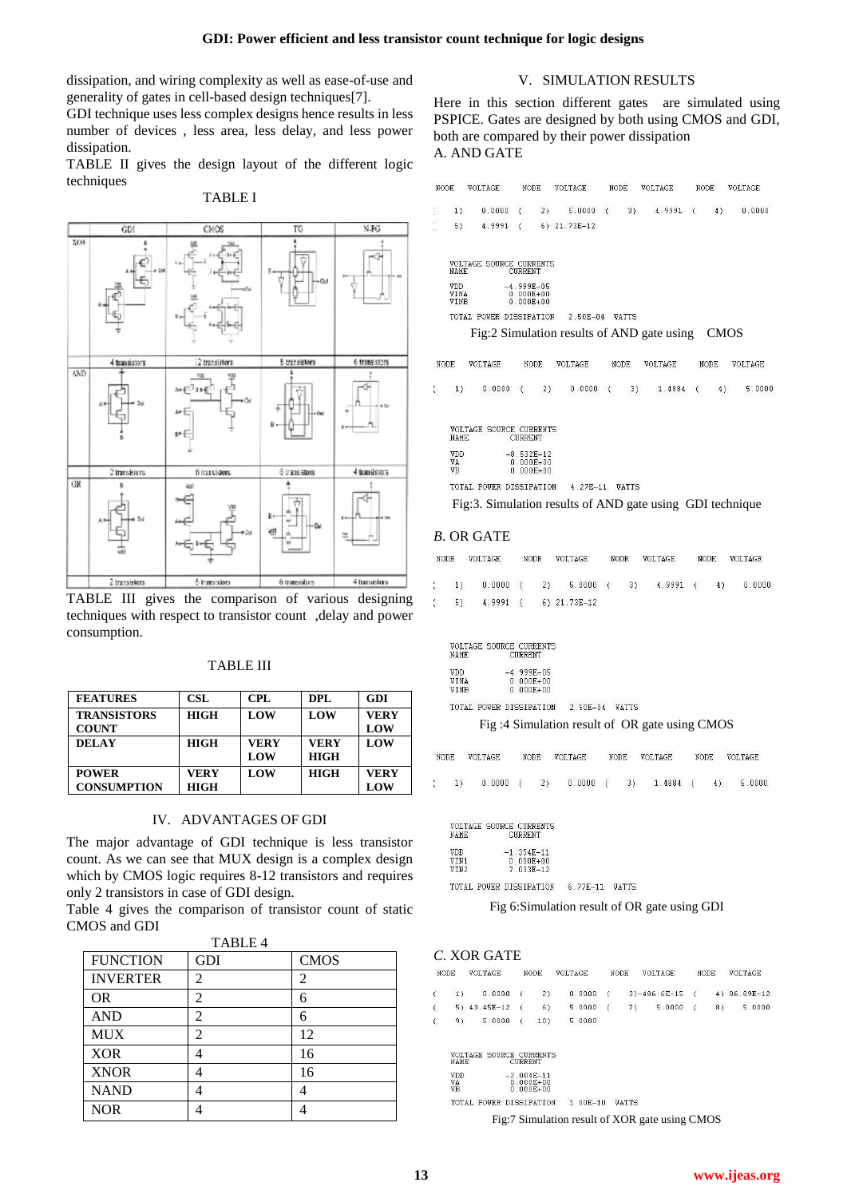dissipation, and wiring complexity as well as ease-of-use and generality of gates in cell-based design techniques[7].

GDI technique uses less complex designs hence results in less number of devices , less area, less delay, and less power dissipation.

TABLE II gives the design layout of the different logic techniques

TABLE I

| | GDI | CMOS | TG | N-FG |
|---|---|---|---|---|
| XOR | 4 transistors | 12 transistors | 8 transistors | 6 transistors |
| AND | 2 transistors | 6 transistors | 6 transistors | 4 transistors |
| OR | 2 transistors | 5 transistors | 6 transistors | 4 transistors |

TABLE III gives the comparison of various designing techniques with respect to transistor count ,delay and power consumption.

TABLE III

| FEATURES | CSL | CPL | DPL | GDI |
|---|---|---|---|---|
| TRANSISTORS COUNT | HIGH | LOW | LOW | VERY LOW |
| DELAY | HIGH | VERY LOW | VERY HIGH | LOW |
| POWER CONSUMPTION | VERY HIGH | LOW | HIGH | VERY LOW |

## IV. ADVANTAGES OF GDI

The major advantage of GDI technique is less transistor count. As we can see that MUX design is a complex design which by CMOS logic requires 8-12 transistors and requires only 2 transistors in case of GDI design.

Table 4 gives the comparison of transistor count of static CMOS and GDI

TABLE 4

| FUNCTION | GDI | CMOS |
|---|---|---|
| INVERTER | 2 | 2 |
| OR | 2 | 6 |
| AND | 2 | 6 |
| MUX | 2 | 12 |
| XOR | 4 | 16 |
| XNOR | 4 | 16 |
| NAND | 4 | 4 |
| NOR | 4 | 4 |

## V. SIMULATION RESULTS

Here in this section different gates are simulated using PSPICE. Gates are designed by both using CMOS and GDI, both are compared by their power dissipation

A. AND GATE

```
NODE   VOLTAGE     NODE   VOLTAGE     NODE   VOLTAGE     NODE   VOLTAGE

(   1)    0.0000  (   2)    5.0000  (   3)    4.9991  (   4)    0.0000
(   5)    4.9991  (   6) 21.73E-12

VOLTAGE SOURCE CURRENTS
NAME         CURRENT

VDD          -4.999E-05
VINA          0.000E+00
VINB          0.000E+00

TOTAL POWER DISSIPATION    2.50E-04  WATTS
```

Fig:2 Simulation results of AND gate using CMOS

```
NODE   VOLTAGE     NODE   VOLTAGE     NODE   VOLTAGE     NODE   VOLTAGE

(   1)    0.0000  (   2)    0.0000  (   3)    1.4884  (   4)    5.0000

VOLTAGE SOURCE CURRENTS
NAME         CURRENT

VDD          -8.532E-12
VA            0.000E+00
VB            0.000E+00

TOTAL POWER DISSIPATION    4.27E-11  WATTS
```

Fig:3. Simulation results of AND gate using GDI technique

*B.* OR GATE

```
NODE   VOLTAGE     NODE   VOLTAGE     NODE   VOLTAGE     NODE   VOLTAGE

(   1)    0.0000  (   2)    5.0000  (   3)    4.9991  (   4)    0.0000
(   5)    4.9991  (   6) 21.73E-12

VOLTAGE SOURCE CURRENTS
NAME         CURRENT

VDD          -4.999E-05
VINA          0.000E+00
VINB          0.000E+00

TOTAL POWER DISSIPATION    2.50E-04  WATTS
```

Fig :4 Simulation result of OR gate using CMOS

```
NODE   VOLTAGE     NODE   VOLTAGE     NODE   VOLTAGE     NODE   VOLTAGE

(   1)    0.0000  (   2)    0.0000  (   3)    1.4884  (   4)    5.0000

VOLTAGE SOURCE CURRENTS
NAME         CURRENT

VDD          -1.354E-11
VIN1          0.000E+00
VIN2          7.033E-12

TOTAL POWER DISSIPATION    6.77E-11  WATTS
```

Fig 6:Simulation result of OR gate using GDI

*C.* XOR GATE

```
NODE   VOLTAGE     NODE   VOLTAGE     NODE   VOLTAGE     NODE   VOLTAGE

(   1)    0.0000  (   2)    0.0000  (   3)-486.6E-15  (   4) 86.89E-12
(   5) 43.45E-12  (   6)    5.0000  (   7)    5.0000  (   8)    5.0000
(   9)    5.0000  (  10)    5.0000

VOLTAGE SOURCE CURRENTS
NAME         CURRENT

VDD          -2.004E-11
VA            0.000E+00
VB            0.000E+00

TOTAL POWER DISSIPATION    1.00E-10  WATTS
```

Fig:7 Simulation result of XOR gate using CMOS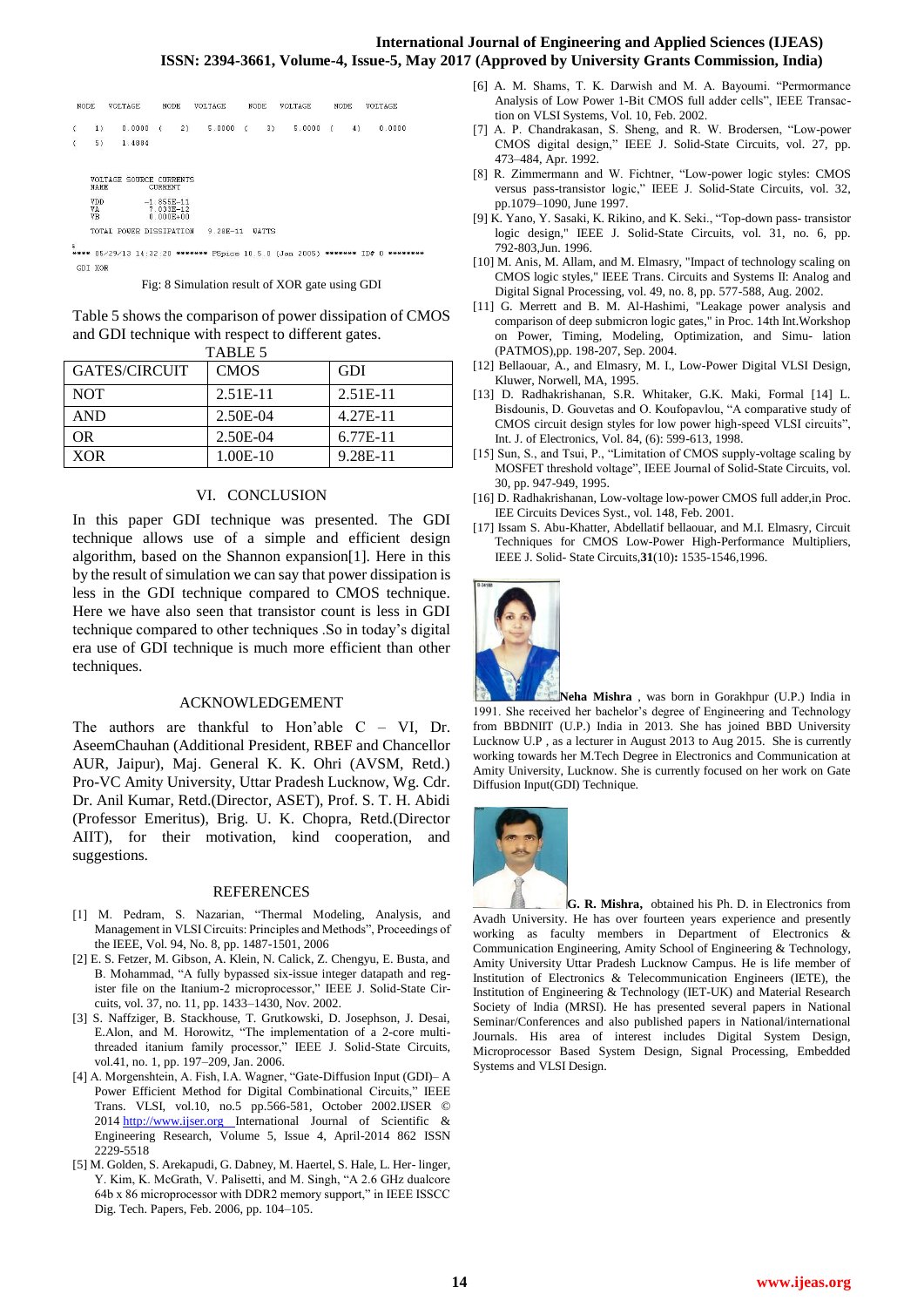```
NODE   VOLTAGE     NODE   VOLTAGE     NODE   VOLTAGE     NODE   VOLTAGE

(    1)    0.0000  (    2)    5.0000  (    3)    5.0000  (    4)    0.0000

(    5)    1.4884


    VOLTAGE SOURCE CURRENTS
    NAME         CURRENT

    VDD         -1.855E-11
    VA           7.033E-12
    VB           0.000E+00

    TOTAL POWER DISSIPATION    9.28E-11  WATTS

**** 05/29/13 14:32:20 ******* PSpice 10.5.0 (Jan 2005) ******* ID# 0 ********

 GDI XOR
```

Fig: 8 Simulation result of XOR gate using GDI

Table 5 shows the comparison of power dissipation of CMOS and GDI technique with respect to different gates.

TABLE 5

| GATES/CIRCUIT | CMOS | GDI |
|---|---|---|
| NOT | 2.51E-11 | 2.51E-11 |
| AND | 2.50E-04 | 4.27E-11 |
| OR | 2.50E-04 | 6.77E-11 |
| XOR | 1.00E-10 | 9.28E-11 |

## VI. CONCLUSION

In this paper GDI technique was presented. The GDI technique allows use of a simple and efficient design algorithm, based on the Shannon expansion[1]. Here in this by the result of simulation we can say that power dissipation is less in the GDI technique compared to CMOS technique. Here we have also seen that transistor count is less in GDI technique compared to other techniques .So in today's digital era use of GDI technique is much more efficient than other techniques.

## ACKNOWLEDGEMENT

The authors are thankful to Hon'able C – VI, Dr. AseemChauhan (Additional President, RBEF and Chancellor AUR, Jaipur), Maj. General K. K. Ohri (AVSM, Retd.) Pro-VC Amity University, Uttar Pradesh Lucknow, Wg. Cdr. Dr. Anil Kumar, Retd.(Director, ASET), Prof. S. T. H. Abidi (Professor Emeritus), Brig. U. K. Chopra, Retd.(Director AIIT), for their motivation, kind cooperation, and suggestions.

## REFERENCES

[1] M. Pedram, S. Nazarian, "Thermal Modeling, Analysis, and Management in VLSI Circuits: Principles and Methods", Proceedings of the IEEE, Vol. 94, No. 8, pp. 1487-1501, 2006

[2] E. S. Fetzer, M. Gibson, A. Klein, N. Calick, Z. Chengyu, E. Busta, and B. Mohammad, "A fully bypassed six-issue integer datapath and register file on the Itanium-2 microprocessor," IEEE J. Solid-State Circuits, vol. 37, no. 11, pp. 1433–1430, Nov. 2002.

[3] S. Naffziger, B. Stackhouse, T. Grutkowski, D. Josephson, J. Desai, E.Alon, and M. Horowitz, "The implementation of a 2-core multithreaded itanium family processor," IEEE J. Solid-State Circuits, vol.41, no. 1, pp. 197–209, Jan. 2006.

[4] A. Morgenshtein, A. Fish, I.A. Wagner, "Gate-Diffusion Input (GDI)– A Power Efficient Method for Digital Combinational Circuits," IEEE Trans. VLSI, vol.10, no.5 pp.566-581, October 2002.IJSER © 2014 http://www.ijser.org International Journal of Scientific & Engineering Research, Volume 5, Issue 4, April-2014 862 ISSN 2229-5518

[5] M. Golden, S. Arekapudi, G. Dabney, M. Haertel, S. Hale, L. Her- linger, Y. Kim, K. McGrath, V. Palisetti, and M. Singh, "A 2.6 GHz dualcore 64b x 86 microprocessor with DDR2 memory support," in IEEE ISSCC Dig. Tech. Papers, Feb. 2006, pp. 104–105.

[6] A. M. Shams, T. K. Darwish and M. A. Bayoumi. "Permormance Analysis of Low Power 1-Bit CMOS full adder cells", IEEE Transaction on VLSI Systems, Vol. 10, Feb. 2002.

[7] A. P. Chandrakasan, S. Sheng, and R. W. Brodersen, "Low-power CMOS digital design," IEEE J. Solid-State Circuits, vol. 27, pp. 473–484, Apr. 1992.

[8] R. Zimmermann and W. Fichtner, "Low-power logic styles: CMOS versus pass-transistor logic," IEEE J. Solid-State Circuits, vol. 32, pp.1079–1090, June 1997.

[9] K. Yano, Y. Sasaki, K. Rikino, and K. Seki., "Top-down pass- transistor logic design," IEEE J. Solid-State Circuits, vol. 31, no. 6, pp. 792-803,Jun. 1996.

[10] M. Anis, M. Allam, and M. Elmasry, "Impact of technology scaling on CMOS logic styles," IEEE Trans. Circuits and Systems II: Analog and Digital Signal Processing, vol. 49, no. 8, pp. 577-588, Aug. 2002.

[11] G. Merrett and B. M. Al-Hashimi, "Leakage power analysis and comparison of deep submicron logic gates," in Proc. 14th Int.Workshop on Power, Timing, Modeling, Optimization, and Simu- lation (PATMOS),pp. 198-207, Sep. 2004.

[12] Bellaouar, A., and Elmasry, M. I., Low-Power Digital VLSI Design, Kluwer, Norwell, MA, 1995.

[13] D. Radhakrishanan, S.R. Whitaker, G.K. Maki, Formal [14] L. Bisdounis, D. Gouvetas and O. Koufopavlou, "A comparative study of CMOS circuit design styles for low power high-speed VLSI circuits", Int. J. of Electronics, Vol. 84, (6): 599-613, 1998.

[15] Sun, S., and Tsui, P., "Limitation of CMOS supply-voltage scaling by MOSFET threshold voltage", IEEE Journal of Solid-State Circuits, vol. 30, pp. 947-949, 1995.

[16] D. Radhakrishanan, Low-voltage low-power CMOS full adder,in Proc. IEE Circuits Devices Syst., vol. 148, Feb. 2001.

[17] Issam S. Abu-Khatter, Abdellatif bellaouar, and M.I. Elmasry, Circuit Techniques for CMOS Low-Power High-Performance Multipliers, IEEE J. Solid- State Circuits,**31**(10)**:** 1535-1546,1996.

**Neha Mishra** , was born in Gorakhpur (U.P.) India in 1991. She received her bachelor's degree of Engineering and Technology from BBDNIIT (U.P.) India in 2013. She has joined BBD University Lucknow U.P , as a lecturer in August 2013 to Aug 2015. She is currently working towards her M.Tech Degree in Electronics and Communication at Amity University, Lucknow. She is currently focused on her work on Gate Diffusion Input(GDI) Technique.

**G. R. Mishra,** obtained his Ph. D. in Electronics from Avadh University. He has over fourteen years experience and presently working as faculty members in Department of Electronics & Communication Engineering, Amity School of Engineering & Technology, Amity University Uttar Pradesh Lucknow Campus. He is life member of Institution of Electronics & Telecommunication Engineers (IETE), the Institution of Engineering & Technology (IET-UK) and Material Research Society of India (MRSI). He has presented several papers in National Seminar/Conferences and also published papers in National/international Journals. His area of interest includes Digital System Design, Microprocessor Based System Design, Signal Processing, Embedded Systems and VLSI Design.